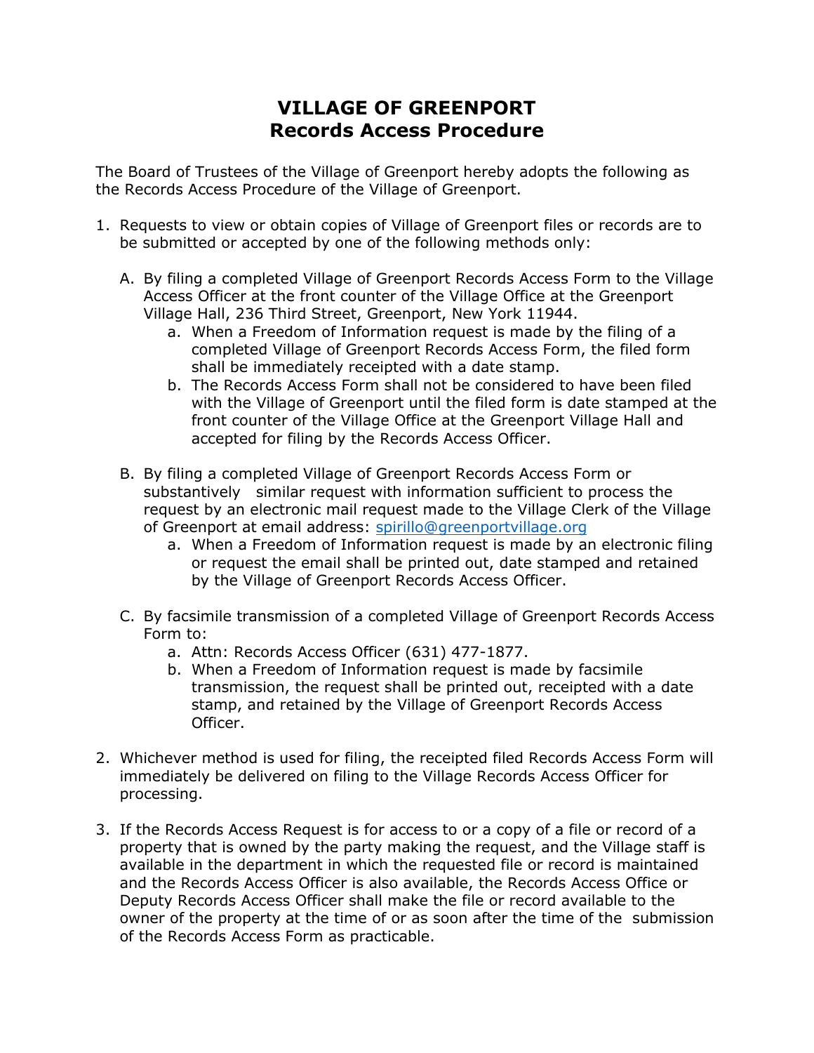# VILLAGE OF GREENPORT
## Records Access Procedure

The Board of Trustees of the Village of Greenport hereby adopts the following as the Records Access Procedure of the Village of Greenport.

1. Requests to view or obtain copies of Village of Greenport files or records are to be submitted or accepted by one of the following methods only:

   A. By filing a completed Village of Greenport Records Access Form to the Village Access Officer at the front counter of the Village Office at the Greenport Village Hall, 236 Third Street, Greenport, New York 11944.
      a. When a Freedom of Information request is made by the filing of a completed Village of Greenport Records Access Form, the filed form shall be immediately receipted with a date stamp.
      b. The Records Access Form shall not be considered to have been filed with the Village of Greenport until the filed form is date stamped at the front counter of the Village Office at the Greenport Village Hall and accepted for filing by the Records Access Officer.

   B. By filing a completed Village of Greenport Records Access Form or substantively similar request with information sufficient to process the request by an electronic mail request made to the Village Clerk of the Village of Greenport at email address: spirillo@greenportvillage.org
      a. When a Freedom of Information request is made by an electronic filing or request the email shall be printed out, date stamped and retained by the Village of Greenport Records Access Officer.

   C. By facsimile transmission of a completed Village of Greenport Records Access Form to:
      a. Attn: Records Access Officer (631) 477-1877.
      b. When a Freedom of Information request is made by facsimile transmission, the request shall be printed out, receipted with a date stamp, and retained by the Village of Greenport Records Access Officer.

2. Whichever method is used for filing, the receipted filed Records Access Form will immediately be delivered on filing to the Village Records Access Officer for processing.

3. If the Records Access Request is for access to or a copy of a file or record of a property that is owned by the party making the request, and the Village staff is available in the department in which the requested file or record is maintained and the Records Access Officer is also available, the Records Access Office or Deputy Records Access Officer shall make the file or record available to the owner of the property at the time of or as soon after the time of the submission of the Records Access Form as practicable.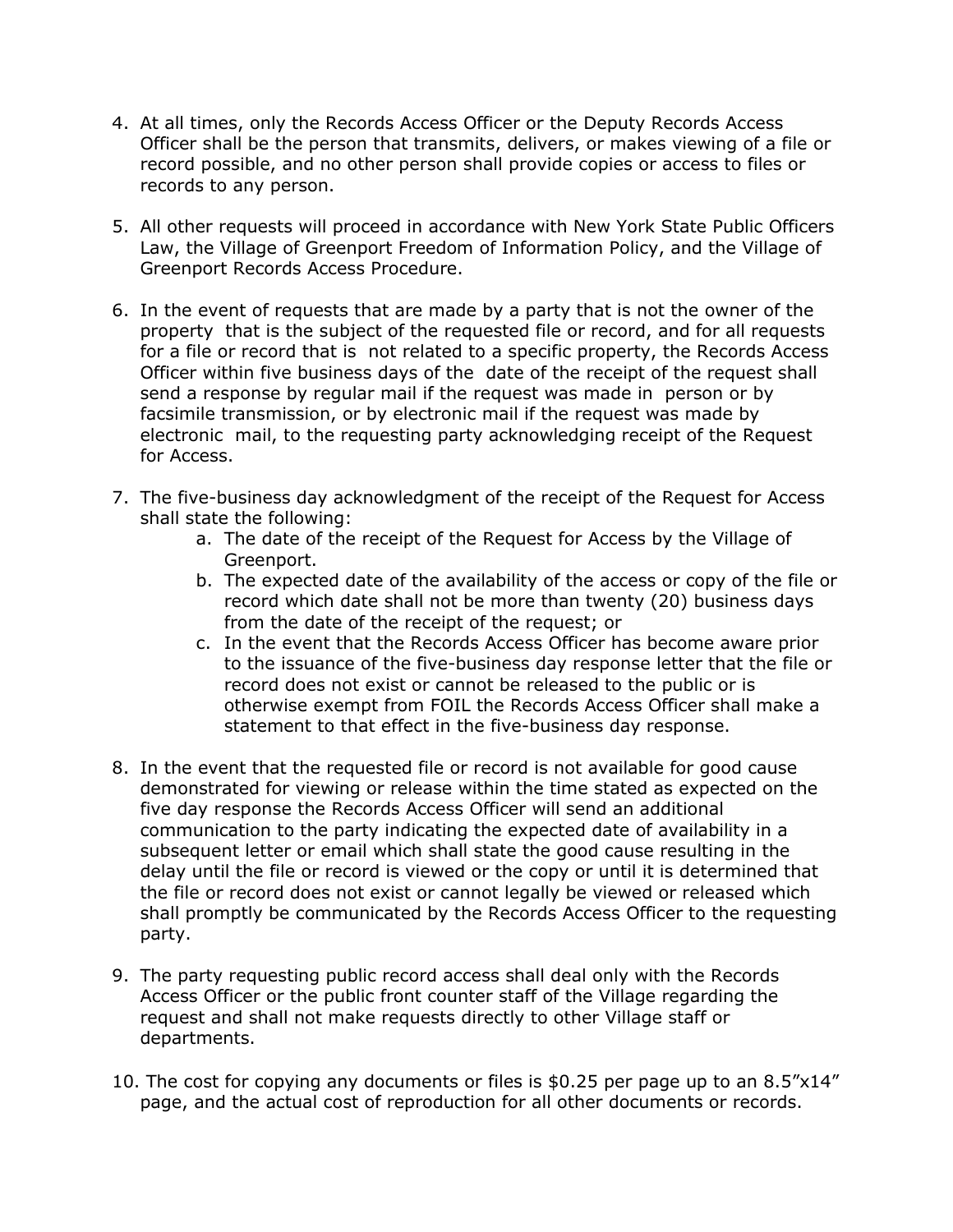4. At all times, only the Records Access Officer or the Deputy Records Access Officer shall be the person that transmits, delivers, or makes viewing of a file or record possible, and no other person shall provide copies or access to files or records to any person.

5. All other requests will proceed in accordance with New York State Public Officers Law, the Village of Greenport Freedom of Information Policy, and the Village of Greenport Records Access Procedure.

6. In the event of requests that are made by a party that is not the owner of the property that is the subject of the requested file or record, and for all requests for a file or record that is not related to a specific property, the Records Access Officer within five business days of the date of the receipt of the request shall send a response by regular mail if the request was made in person or by facsimile transmission, or by electronic mail if the request was made by electronic mail, to the requesting party acknowledging receipt of the Request for Access.

7. The five-business day acknowledgment of the receipt of the Request for Access shall state the following:
    a. The date of the receipt of the Request for Access by the Village of Greenport.
    b. The expected date of the availability of the access or copy of the file or record which date shall not be more than twenty (20) business days from the date of the receipt of the request; or
    c. In the event that the Records Access Officer has become aware prior to the issuance of the five-business day response letter that the file or record does not exist or cannot be released to the public or is otherwise exempt from FOIL the Records Access Officer shall make a statement to that effect in the five-business day response.

8. In the event that the requested file or record is not available for good cause demonstrated for viewing or release within the time stated as expected on the five day response the Records Access Officer will send an additional communication to the party indicating the expected date of availability in a subsequent letter or email which shall state the good cause resulting in the delay until the file or record is viewed or the copy or until it is determined that the file or record does not exist or cannot legally be viewed or released which shall promptly be communicated by the Records Access Officer to the requesting party.

9. The party requesting public record access shall deal only with the Records Access Officer or the public front counter staff of the Village regarding the request and shall not make requests directly to other Village staff or departments.

10. The cost for copying any documents or files is $0.25 per page up to an 8.5"x14" page, and the actual cost of reproduction for all other documents or records.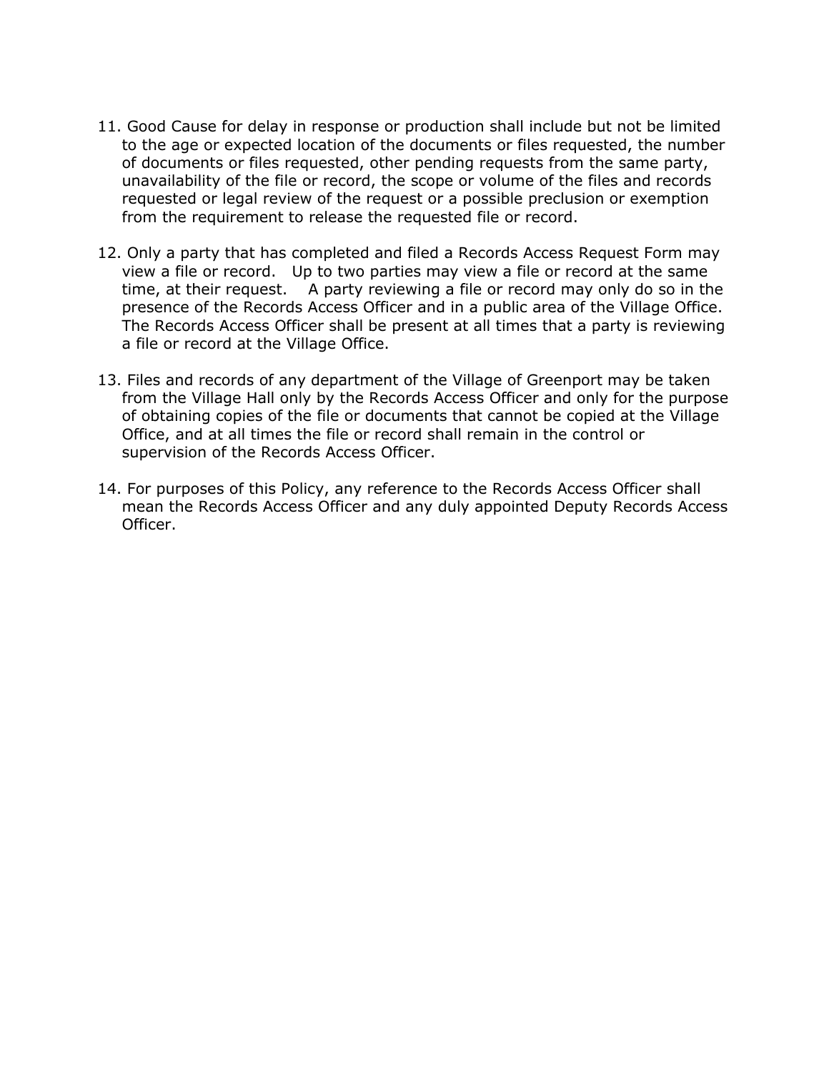11. Good Cause for delay in response or production shall include but not be limited to the age or expected location of the documents or files requested, the number of documents or files requested, other pending requests from the same party, unavailability of the file or record, the scope or volume of the files and records requested or legal review of the request or a possible preclusion or exemption from the requirement to release the requested file or record.

12. Only a party that has completed and filed a Records Access Request Form may view a file or record. Up to two parties may view a file or record at the same time, at their request. A party reviewing a file or record may only do so in the presence of the Records Access Officer and in a public area of the Village Office. The Records Access Officer shall be present at all times that a party is reviewing a file or record at the Village Office.

13. Files and records of any department of the Village of Greenport may be taken from the Village Hall only by the Records Access Officer and only for the purpose of obtaining copies of the file or documents that cannot be copied at the Village Office, and at all times the file or record shall remain in the control or supervision of the Records Access Officer.

14. For purposes of this Policy, any reference to the Records Access Officer shall mean the Records Access Officer and any duly appointed Deputy Records Access Officer.